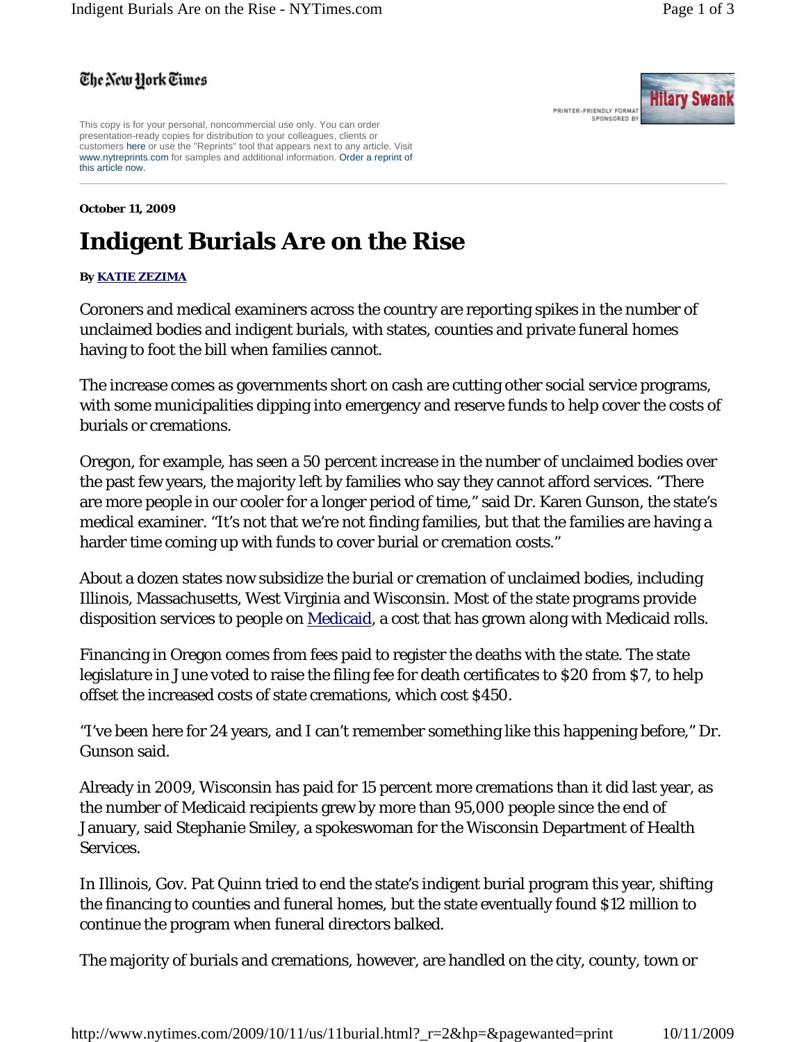The New York Times

This copy is for your personal, noncommercial use only. You can order presentation-ready copies for distribution to your colleagues, clients or customers here or use the "Reprints" tool that appears next to any article. Visit www.nytreprints.com for samples and additional information. Order a reprint of this article now.

**October 11, 2009**

# Indigent Burials Are on the Rise

**By KATIE ZEZIMA**

Coroners and medical examiners across the country are reporting spikes in the number of unclaimed bodies and indigent burials, with states, counties and private funeral homes having to foot the bill when families cannot.

The increase comes as governments short on cash are cutting other social service programs, with some municipalities dipping into emergency and reserve funds to help cover the costs of burials or cremations.

Oregon, for example, has seen a 50 percent increase in the number of unclaimed bodies over the past few years, the majority left by families who say they cannot afford services. "There are more people in our cooler for a longer period of time," said Dr. Karen Gunson, the state's medical examiner. "It's not that we're not finding families, but that the families are having a harder time coming up with funds to cover burial or cremation costs."

About a dozen states now subsidize the burial or cremation of unclaimed bodies, including Illinois, Massachusetts, West Virginia and Wisconsin. Most of the state programs provide disposition services to people on Medicaid, a cost that has grown along with Medicaid rolls.

Financing in Oregon comes from fees paid to register the deaths with the state. The state legislature in June voted to raise the filing fee for death certificates to $20 from $7, to help offset the increased costs of state cremations, which cost $450.

"I've been here for 24 years, and I can't remember something like this happening before," Dr. Gunson said.

Already in 2009, Wisconsin has paid for 15 percent more cremations than it did last year, as the number of Medicaid recipients grew by more than 95,000 people since the end of January, said Stephanie Smiley, a spokeswoman for the Wisconsin Department of Health Services.

In Illinois, Gov. Pat Quinn tried to end the state's indigent burial program this year, shifting the financing to counties and funeral homes, but the state eventually found $12 million to continue the program when funeral directors balked.

The majority of burials and cremations, however, are handled on the city, county, town or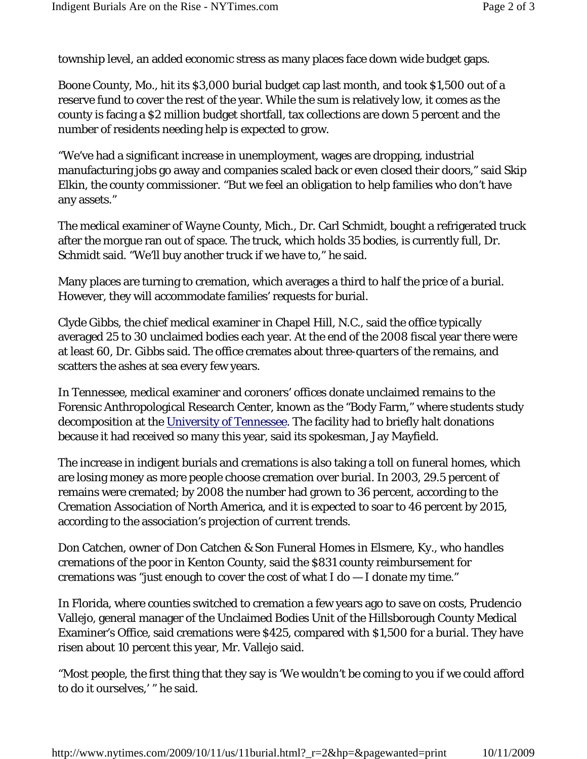township level, an added economic stress as many places face down wide budget gaps.

Boone County, Mo., hit its $3,000 burial budget cap last month, and took $1,500 out of a reserve fund to cover the rest of the year. While the sum is relatively low, it comes as the county is facing a $2 million budget shortfall, tax collections are down 5 percent and the number of residents needing help is expected to grow.

"We've had a significant increase in unemployment, wages are dropping, industrial manufacturing jobs go away and companies scaled back or even closed their doors," said Skip Elkin, the county commissioner. "But we feel an obligation to help families who don't have any assets."

The medical examiner of Wayne County, Mich., Dr. Carl Schmidt, bought a refrigerated truck after the morgue ran out of space. The truck, which holds 35 bodies, is currently full, Dr. Schmidt said. "We'll buy another truck if we have to," he said.

Many places are turning to cremation, which averages a third to half the price of a burial. However, they will accommodate families' requests for burial.

Clyde Gibbs, the chief medical examiner in Chapel Hill, N.C., said the office typically averaged 25 to 30 unclaimed bodies each year. At the end of the 2008 fiscal year there were at least 60, Dr. Gibbs said. The office cremates about three-quarters of the remains, and scatters the ashes at sea every few years.

In Tennessee, medical examiner and coroners' offices donate unclaimed remains to the Forensic Anthropological Research Center, known as the "Body Farm," where students study decomposition at the University of Tennessee. The facility had to briefly halt donations because it had received so many this year, said its spokesman, Jay Mayfield.

The increase in indigent burials and cremations is also taking a toll on funeral homes, which are losing money as more people choose cremation over burial. In 2003, 29.5 percent of remains were cremated; by 2008 the number had grown to 36 percent, according to the Cremation Association of North America, and it is expected to soar to 46 percent by 2015, according to the association's projection of current trends.

Don Catchen, owner of Don Catchen & Son Funeral Homes in Elsmere, Ky., who handles cremations of the poor in Kenton County, said the $831 county reimbursement for cremations was "just enough to cover the cost of what I do — I donate my time."

In Florida, where counties switched to cremation a few years ago to save on costs, Prudencio Vallejo, general manager of the Unclaimed Bodies Unit of the Hillsborough County Medical Examiner's Office, said cremations were $425, compared with $1,500 for a burial. They have risen about 10 percent this year, Mr. Vallejo said.

"Most people, the first thing that they say is 'We wouldn't be coming to you if we could afford to do it ourselves,' " he said.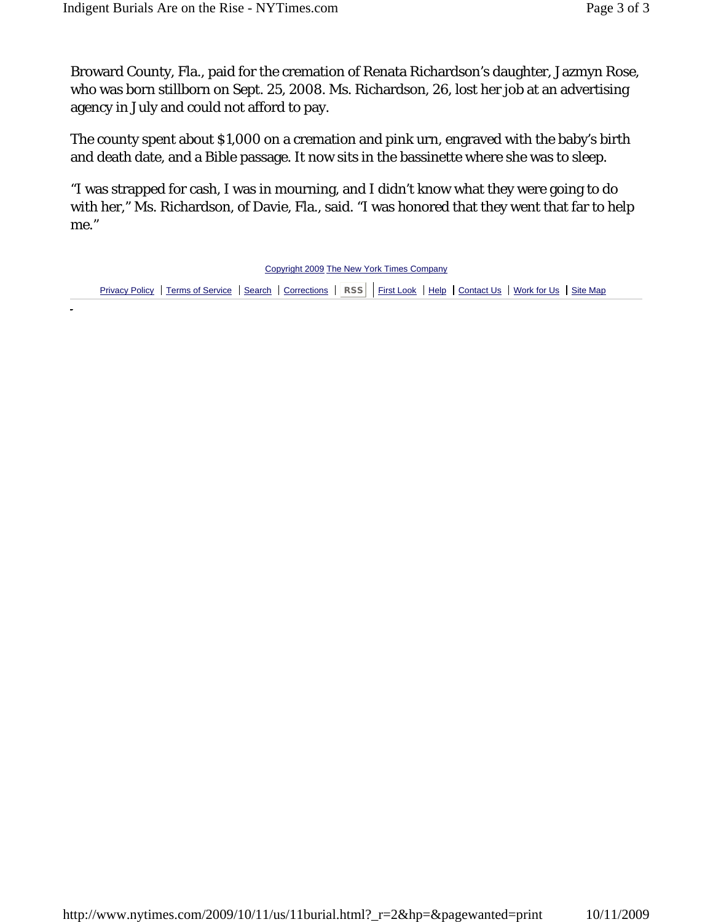Broward County, Fla., paid for the cremation of Renata Richardson's daughter, Jazmyn Rose, who was born stillborn on Sept. 25, 2008. Ms. Richardson, 26, lost her job at an advertising agency in July and could not afford to pay.

The county spent about $1,000 on a cremation and pink urn, engraved with the baby's birth and death date, and a Bible passage. It now sits in the bassinette where she was to sleep.

"I was strapped for cash, I was in mourning, and I didn't know what they were going to do with her," Ms. Richardson, of Davie, Fla., said. "I was honored that they went that far to help me."

Copyright 2009 The New York Times Company

Privacy Policy | Terms of Service | Search | Corrections | RSS | First Look | Help | Contact Us | Work for Us | Site Map